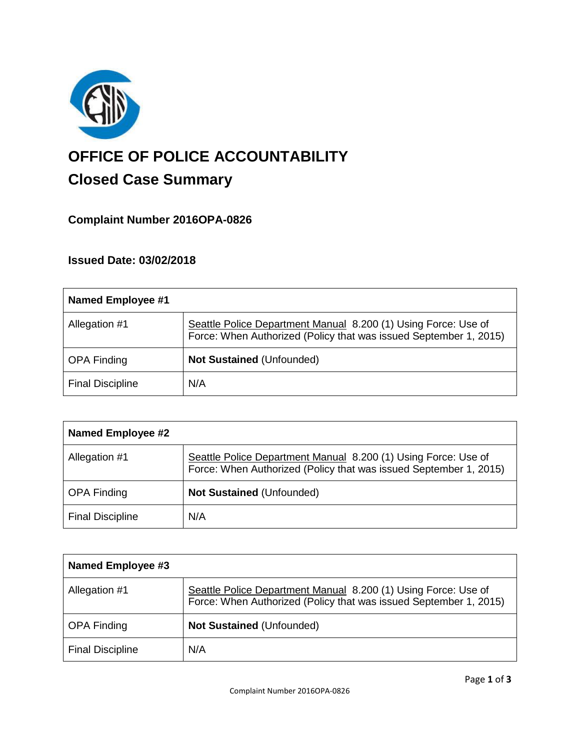# OFFICE OF POLICE ACCOUNTABILITY

## Closed Case Summary

### Complaint Number 2016OPA-0826

### Issued Date: 03/02/2018

| **Named Employee #1** | |
| --- | --- |
| Allegation #1 | Seattle Police Department Manual 8.200 (1) Using Force: Use of Force: When Authorized (Policy that was issued September 1, 2015) |
| OPA Finding | **Not Sustained** (Unfounded) |
| Final Discipline | N/A |

| **Named Employee #2** | |
| --- | --- |
| Allegation #1 | Seattle Police Department Manual 8.200 (1) Using Force: Use of Force: When Authorized (Policy that was issued September 1, 2015) |
| OPA Finding | **Not Sustained** (Unfounded) |
| Final Discipline | N/A |

| **Named Employee #3** | |
| --- | --- |
| Allegation #1 | Seattle Police Department Manual 8.200 (1) Using Force: Use of Force: When Authorized (Policy that was issued September 1, 2015) |
| OPA Finding | **Not Sustained** (Unfounded) |
| Final Discipline | N/A |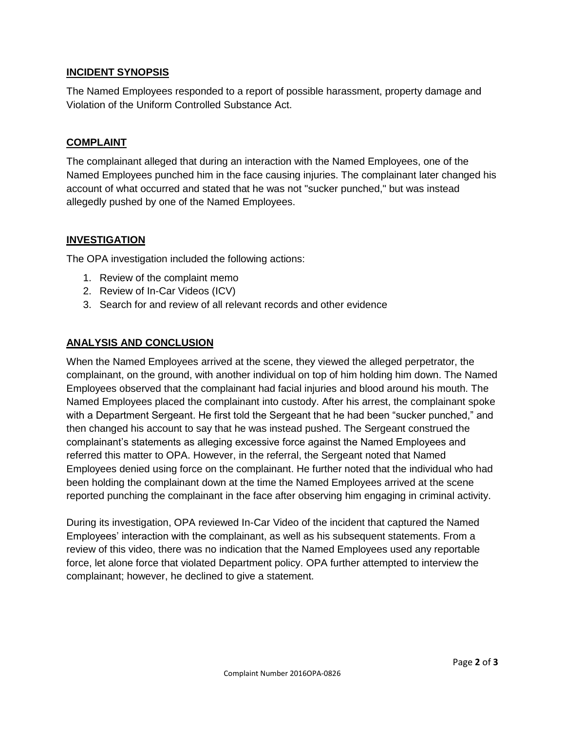## INCIDENT SYNOPSIS

The Named Employees responded to a report of possible harassment, property damage and Violation of the Uniform Controlled Substance Act.

## COMPLAINT

The complainant alleged that during an interaction with the Named Employees, one of the Named Employees punched him in the face causing injuries. The complainant later changed his account of what occurred and stated that he was not "sucker punched," but was instead allegedly pushed by one of the Named Employees.

## INVESTIGATION

The OPA investigation included the following actions:

1. Review of the complaint memo
2. Review of In-Car Videos (ICV)
3. Search for and review of all relevant records and other evidence

## ANALYSIS AND CONCLUSION

When the Named Employees arrived at the scene, they viewed the alleged perpetrator, the complainant, on the ground, with another individual on top of him holding him down. The Named Employees observed that the complainant had facial injuries and blood around his mouth. The Named Employees placed the complainant into custody. After his arrest, the complainant spoke with a Department Sergeant. He first told the Sergeant that he had been "sucker punched," and then changed his account to say that he was instead pushed. The Sergeant construed the complainant's statements as alleging excessive force against the Named Employees and referred this matter to OPA. However, in the referral, the Sergeant noted that Named Employees denied using force on the complainant. He further noted that the individual who had been holding the complainant down at the time the Named Employees arrived at the scene reported punching the complainant in the face after observing him engaging in criminal activity.

During its investigation, OPA reviewed In-Car Video of the incident that captured the Named Employees' interaction with the complainant, as well as his subsequent statements. From a review of this video, there was no indication that the Named Employees used any reportable force, let alone force that violated Department policy. OPA further attempted to interview the complainant; however, he declined to give a statement.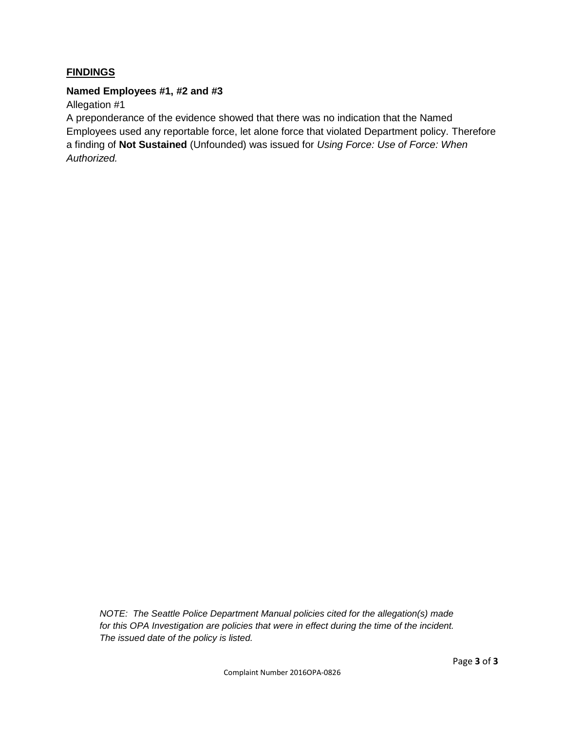## FINDINGS

**Named Employees #1, #2 and #3**

Allegation #1

A preponderance of the evidence showed that there was no indication that the Named Employees used any reportable force, let alone force that violated Department policy. Therefore a finding of **Not Sustained** (Unfounded) was issued for *Using Force: Use of Force: When Authorized.*

*NOTE: The Seattle Police Department Manual policies cited for the allegation(s) made for this OPA Investigation are policies that were in effect during the time of the incident. The issued date of the policy is listed.*